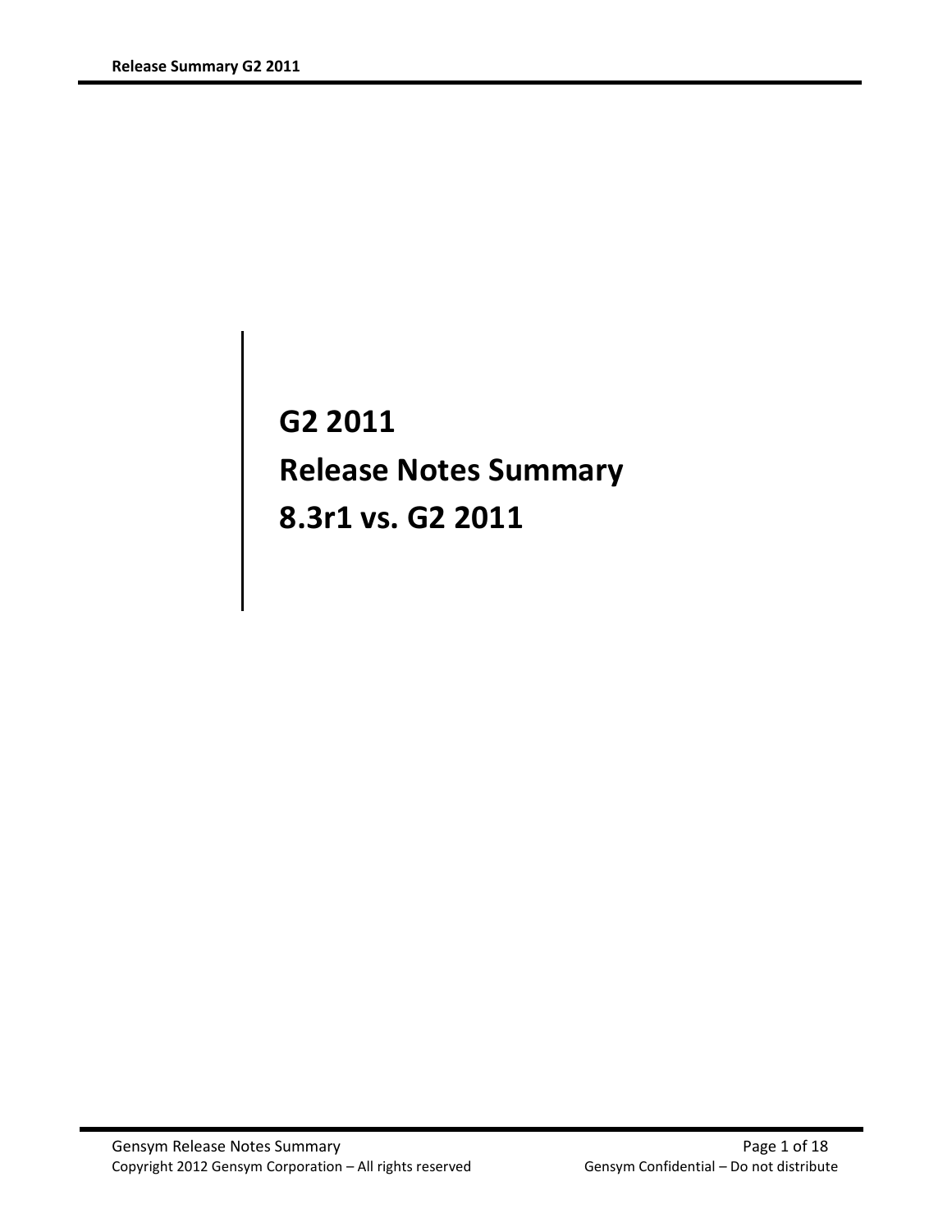# G2 2011

# Release Notes Summary

# 8.3r1 vs. G2 2011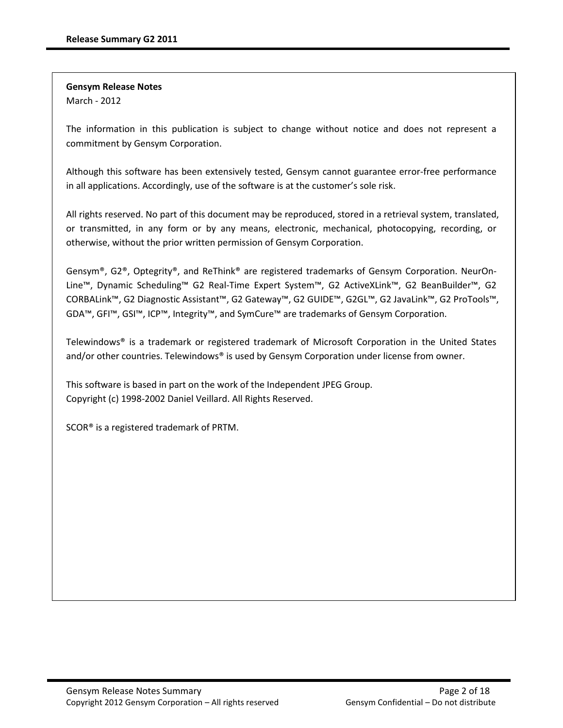**Gensym Release Notes**
March - 2012

The information in this publication is subject to change without notice and does not represent a commitment by Gensym Corporation.

Although this software has been extensively tested, Gensym cannot guarantee error-free performance in all applications. Accordingly, use of the software is at the customer's sole risk.

All rights reserved. No part of this document may be reproduced, stored in a retrieval system, translated, or transmitted, in any form or by any means, electronic, mechanical, photocopying, recording, or otherwise, without the prior written permission of Gensym Corporation.

Gensym®, G2®, Optegrity®, and ReThink® are registered trademarks of Gensym Corporation. NeurOn-Line™, Dynamic Scheduling™ G2 Real-Time Expert System™, G2 ActiveXLink™, G2 BeanBuilder™, G2 CORBALink™, G2 Diagnostic Assistant™, G2 Gateway™, G2 GUIDE™, G2GL™, G2 JavaLink™, G2 ProTools™, GDA™, GFI™, GSI™, ICP™, Integrity™, and SymCure™ are trademarks of Gensym Corporation.

Telewindows® is a trademark or registered trademark of Microsoft Corporation in the United States and/or other countries. Telewindows® is used by Gensym Corporation under license from owner.

This software is based in part on the work of the Independent JPEG Group.
Copyright (c) 1998-2002 Daniel Veillard. All Rights Reserved.

SCOR® is a registered trademark of PRTM.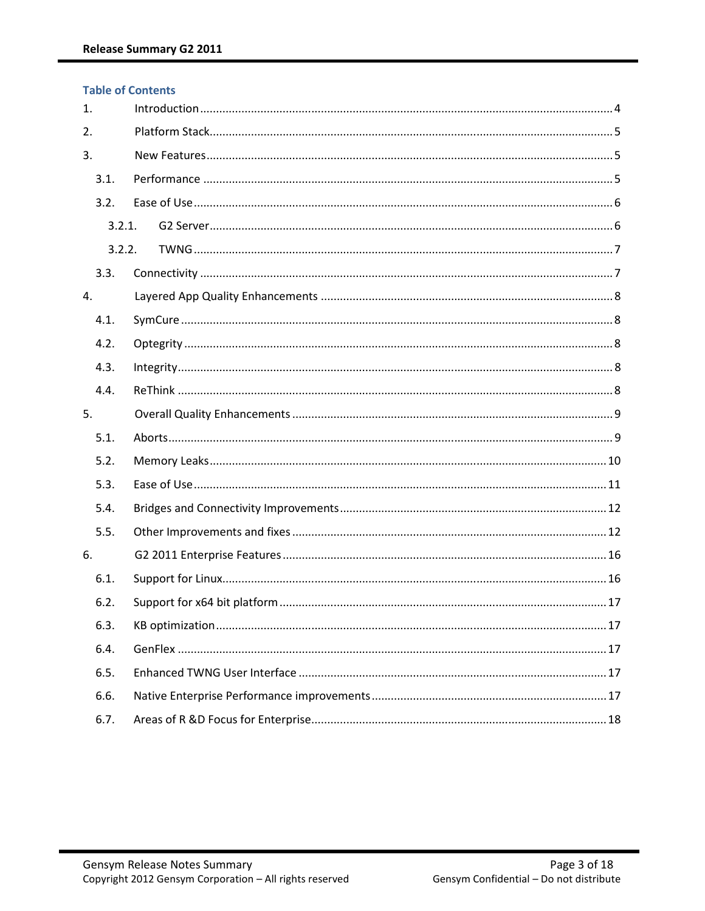## Table of Contents

1. Introduction ........ 4
2. Platform Stack ........ 5
3. New Features ........ 5
   - 3.1. Performance ........ 5
   - 3.2. Ease of Use ........ 6
     - 3.2.1. G2 Server ........ 6
     - 3.2.2. TWNG ........ 7
   - 3.3. Connectivity ........ 7
4. Layered App Quality Enhancements ........ 8
   - 4.1. SymCure ........ 8
   - 4.2. Optegrity ........ 8
   - 4.3. Integrity ........ 8
   - 4.4. ReThink ........ 8
5. Overall Quality Enhancements ........ 9
   - 5.1. Aborts ........ 9
   - 5.2. Memory Leaks ........ 10
   - 5.3. Ease of Use ........ 11
   - 5.4. Bridges and Connectivity Improvements ........ 12
   - 5.5. Other Improvements and fixes ........ 12
6. G2 2011 Enterprise Features ........ 16
   - 6.1. Support for Linux ........ 16
   - 6.2. Support for x64 bit platform ........ 17
   - 6.3. KB optimization ........ 17
   - 6.4. GenFlex ........ 17
   - 6.5. Enhanced TWNG User Interface ........ 17
   - 6.6. Native Enterprise Performance improvements ........ 17
   - 6.7. Areas of R &D Focus for Enterprise ........ 18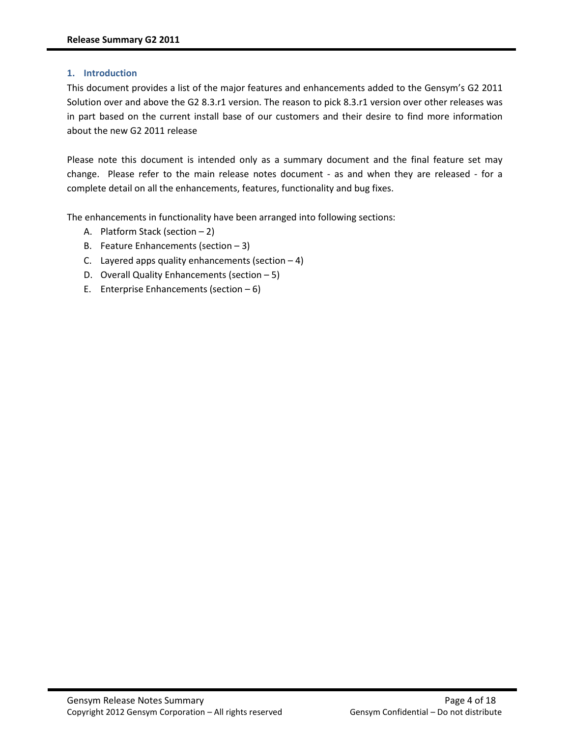## 1. Introduction

This document provides a list of the major features and enhancements added to the Gensym's G2 2011 Solution over and above the G2 8.3.r1 version. The reason to pick 8.3.r1 version over other releases was in part based on the current install base of our customers and their desire to find more information about the new G2 2011 release

Please note this document is intended only as a summary document and the final feature set may change. Please refer to the main release notes document - as and when they are released - for a complete detail on all the enhancements, features, functionality and bug fixes.

The enhancements in functionality have been arranged into following sections:

A. Platform Stack (section – 2)
B. Feature Enhancements (section – 3)
C. Layered apps quality enhancements (section – 4)
D. Overall Quality Enhancements (section – 5)
E. Enterprise Enhancements (section – 6)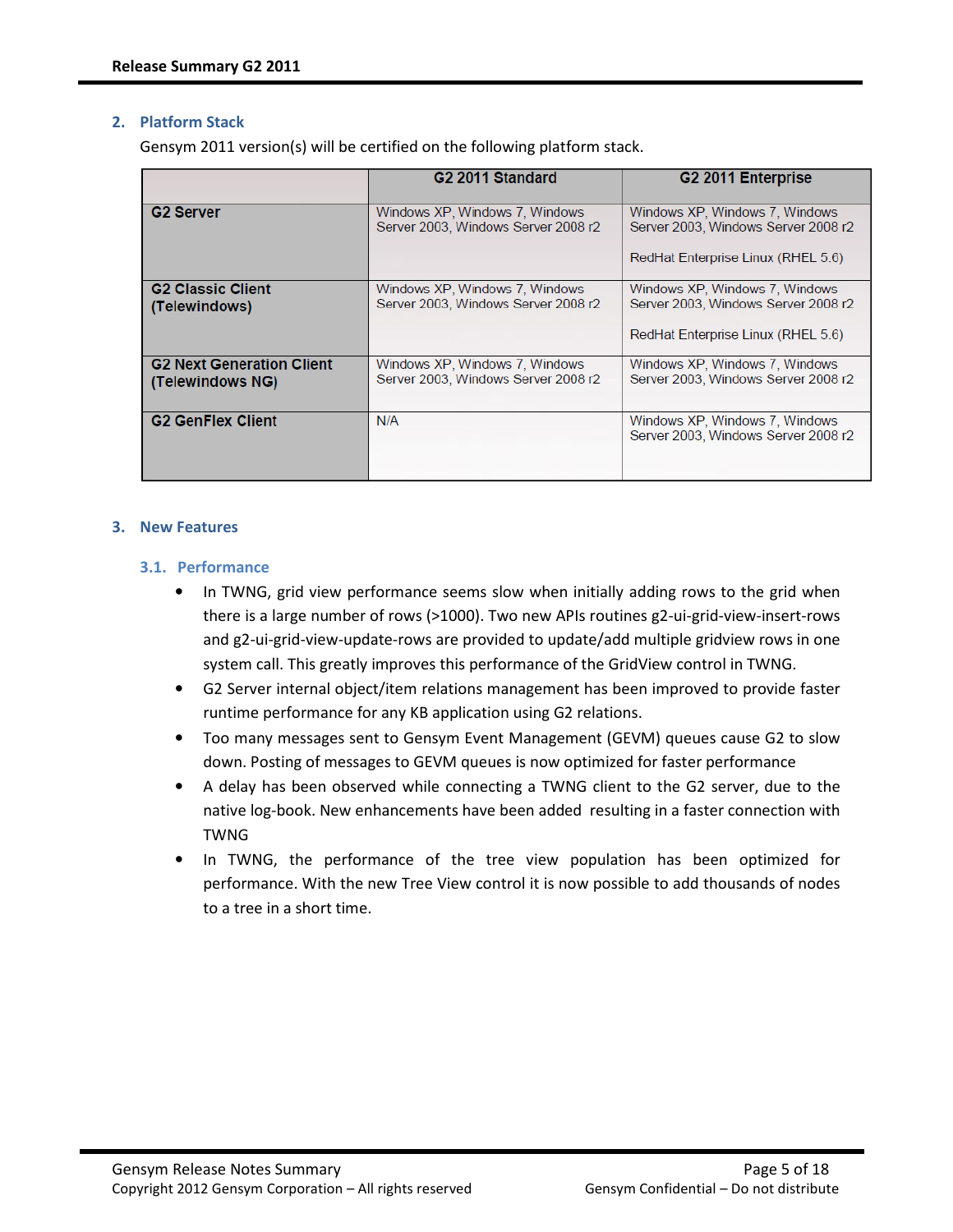## 2. Platform Stack

Gensym 2011 version(s) will be certified on the following platform stack.

| | G2 2011 Standard | G2 2011 Enterprise |
|---|---|---|
| **G2 Server** | Windows XP, Windows 7, Windows Server 2003, Windows Server 2008 r2 | Windows XP, Windows 7, Windows Server 2003, Windows Server 2008 r2<br><br>RedHat Enterprise Linux (RHEL 5.6) |
| **G2 Classic Client (Telewindows)** | Windows XP, Windows 7, Windows Server 2003, Windows Server 2008 r2 | Windows XP, Windows 7, Windows Server 2003, Windows Server 2008 r2<br><br>RedHat Enterprise Linux (RHEL 5.6) |
| **G2 Next Generation Client (Telewindows NG)** | Windows XP, Windows 7, Windows Server 2003, Windows Server 2008 r2 | Windows XP, Windows 7, Windows Server 2003, Windows Server 2008 r2 |
| **G2 GenFlex Client** | N/A | Windows XP, Windows 7, Windows Server 2003, Windows Server 2008 r2 |

## 3. New Features

### 3.1. Performance

- In TWNG, grid view performance seems slow when initially adding rows to the grid when there is a large number of rows (>1000). Two new APIs routines g2-ui-grid-view-insert-rows and g2-ui-grid-view-update-rows are provided to update/add multiple gridview rows in one system call. This greatly improves this performance of the GridView control in TWNG.
- G2 Server internal object/item relations management has been improved to provide faster runtime performance for any KB application using G2 relations.
- Too many messages sent to Gensym Event Management (GEVM) queues cause G2 to slow down. Posting of messages to GEVM queues is now optimized for faster performance
- A delay has been observed while connecting a TWNG client to the G2 server, due to the native log-book. New enhancements have been added resulting in a faster connection with TWNG
- In TWNG, the performance of the tree view population has been optimized for performance. With the new Tree View control it is now possible to add thousands of nodes to a tree in a short time.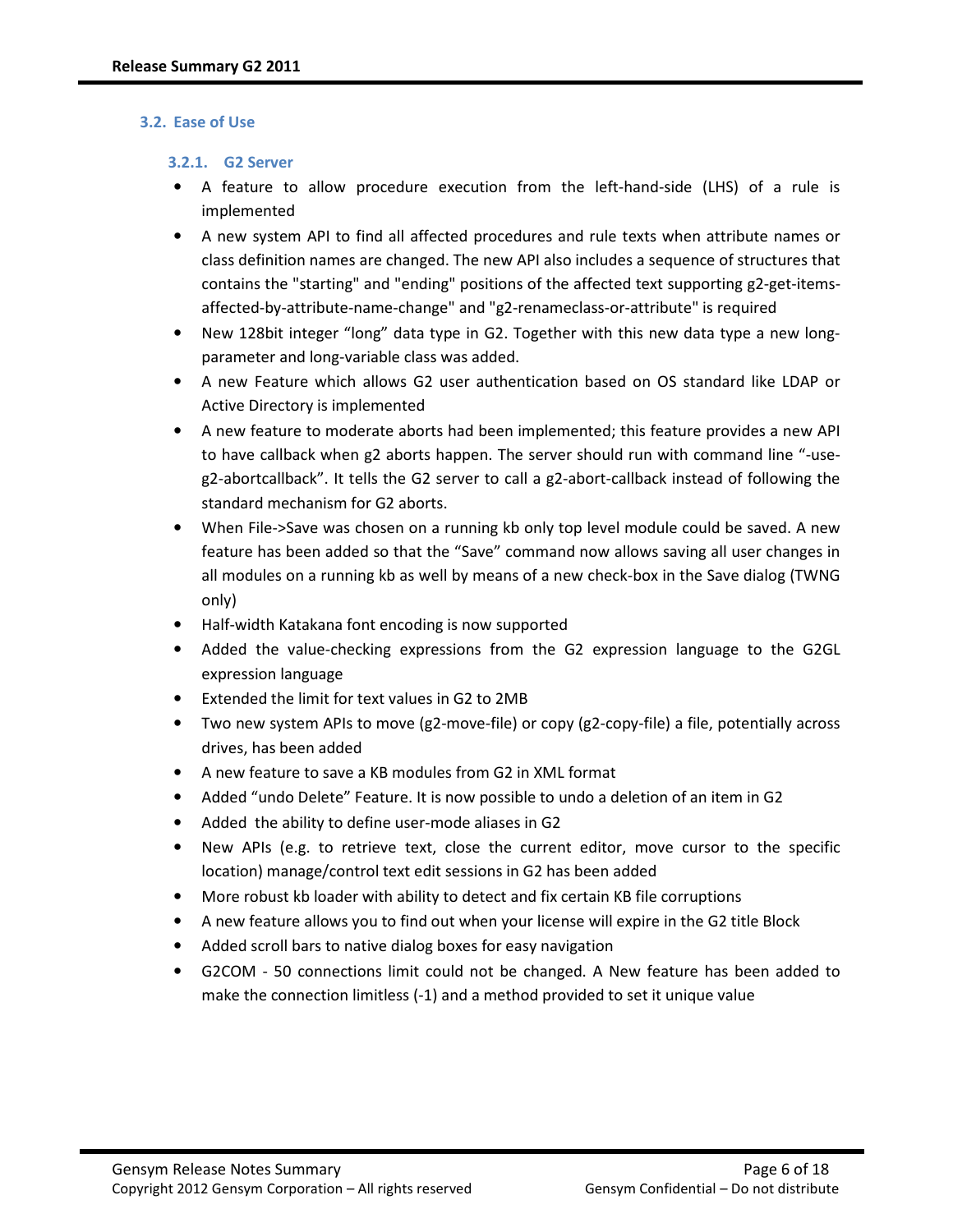## 3.2. Ease of Use

### 3.2.1. G2 Server

- A feature to allow procedure execution from the left-hand-side (LHS) of a rule is implemented
- A new system API to find all affected procedures and rule texts when attribute names or class definition names are changed. The new API also includes a sequence of structures that contains the "starting" and "ending" positions of the affected text supporting g2-get-items-affected-by-attribute-name-change" and "g2-renameclass-or-attribute" is required
- New 128bit integer “long” data type in G2. Together with this new data type a new long-parameter and long-variable class was added.
- A new Feature which allows G2 user authentication based on OS standard like LDAP or Active Directory is implemented
- A new feature to moderate aborts had been implemented; this feature provides a new API to have callback when g2 aborts happen. The server should run with command line “-use-g2-abortcallback”. It tells the G2 server to call a g2-abort-callback instead of following the standard mechanism for G2 aborts.
- When File->Save was chosen on a running kb only top level module could be saved. A new feature has been added so that the “Save” command now allows saving all user changes in all modules on a running kb as well by means of a new check-box in the Save dialog (TWNG only)
- Half-width Katakana font encoding is now supported
- Added the value-checking expressions from the G2 expression language to the G2GL expression language
- Extended the limit for text values in G2 to 2MB
- Two new system APIs to move (g2-move-file) or copy (g2-copy-file) a file, potentially across drives, has been added
- A new feature to save a KB modules from G2 in XML format
- Added “undo Delete” Feature. It is now possible to undo a deletion of an item in G2
- Added the ability to define user-mode aliases in G2
- New APIs (e.g. to retrieve text, close the current editor, move cursor to the specific location) manage/control text edit sessions in G2 has been added
- More robust kb loader with ability to detect and fix certain KB file corruptions
- A new feature allows you to find out when your license will expire in the G2 title Block
- Added scroll bars to native dialog boxes for easy navigation
- G2COM - 50 connections limit could not be changed. A New feature has been added to make the connection limitless (-1) and a method provided to set it unique value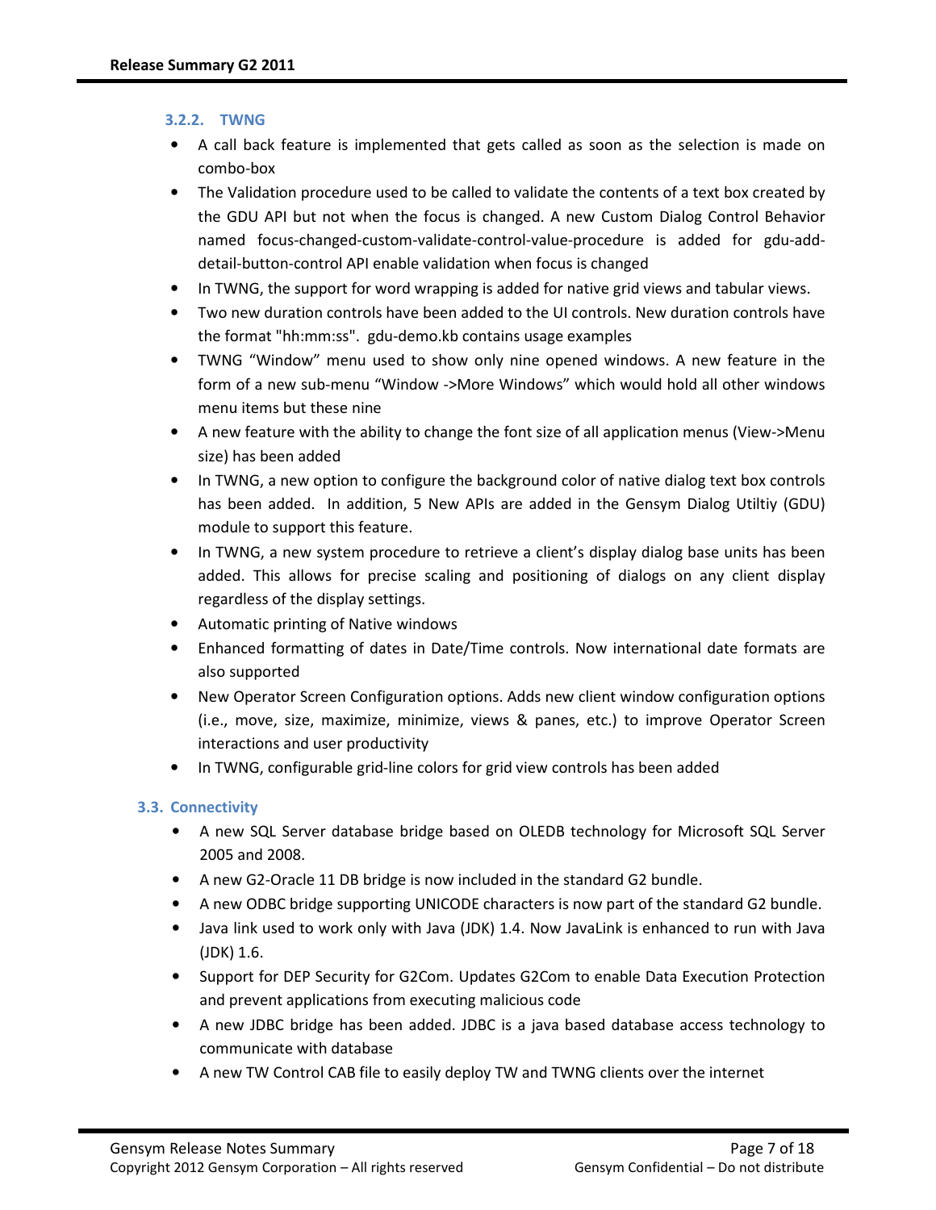#### 3.2.2. TWNG

- A call back feature is implemented that gets called as soon as the selection is made on combo-box
- The Validation procedure used to be called to validate the contents of a text box created by the GDU API but not when the focus is changed. A new Custom Dialog Control Behavior named focus-changed-custom-validate-control-value-procedure is added for gdu-add-detail-button-control API enable validation when focus is changed
- In TWNG, the support for word wrapping is added for native grid views and tabular views.
- Two new duration controls have been added to the UI controls. New duration controls have the format "hh:mm:ss". gdu-demo.kb contains usage examples
- TWNG “Window” menu used to show only nine opened windows. A new feature in the form of a new sub-menu “Window ->More Windows” which would hold all other windows menu items but these nine
- A new feature with the ability to change the font size of all application menus (View->Menu size) has been added
- In TWNG, a new option to configure the background color of native dialog text box controls has been added. In addition, 5 New APIs are added in the Gensym Dialog Utiltiy (GDU) module to support this feature.
- In TWNG, a new system procedure to retrieve a client’s display dialog base units has been added. This allows for precise scaling and positioning of dialogs on any client display regardless of the display settings.
- Automatic printing of Native windows
- Enhanced formatting of dates in Date/Time controls. Now international date formats are also supported
- New Operator Screen Configuration options. Adds new client window configuration options (i.e., move, size, maximize, minimize, views & panes, etc.) to improve Operator Screen interactions and user productivity
- In TWNG, configurable grid-line colors for grid view controls has been added

### 3.3. Connectivity

- A new SQL Server database bridge based on OLEDB technology for Microsoft SQL Server 2005 and 2008.
- A new G2-Oracle 11 DB bridge is now included in the standard G2 bundle.
- A new ODBC bridge supporting UNICODE characters is now part of the standard G2 bundle.
- Java link used to work only with Java (JDK) 1.4. Now JavaLink is enhanced to run with Java (JDK) 1.6.
- Support for DEP Security for G2Com. Updates G2Com to enable Data Execution Protection and prevent applications from executing malicious code
- A new JDBC bridge has been added. JDBC is a java based database access technology to communicate with database
- A new TW Control CAB file to easily deploy TW and TWNG clients over the internet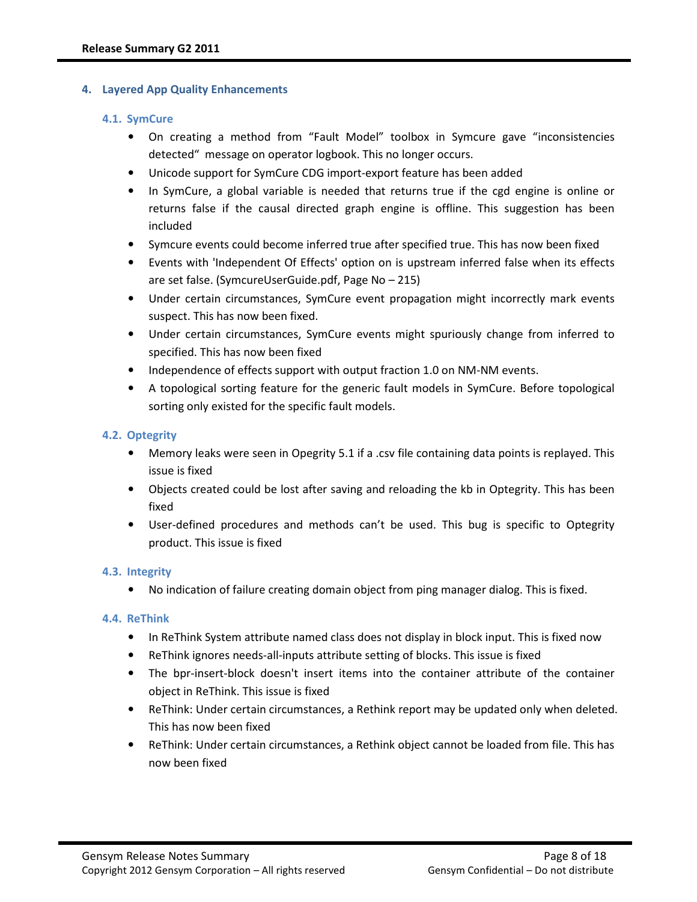## 4. Layered App Quality Enhancements

### 4.1. SymCure

- On creating a method from “Fault Model” toolbox in Symcure gave “inconsistencies detected“ message on operator logbook. This no longer occurs.
- Unicode support for SymCure CDG import-export feature has been added
- In SymCure, a global variable is needed that returns true if the cgd engine is online or returns false if the causal directed graph engine is offline. This suggestion has been included
- Symcure events could become inferred true after specified true. This has now been fixed
- Events with 'Independent Of Effects' option on is upstream inferred false when its effects are set false. (SymcureUserGuide.pdf, Page No – 215)
- Under certain circumstances, SymCure event propagation might incorrectly mark events suspect. This has now been fixed.
- Under certain circumstances, SymCure events might spuriously change from inferred to specified. This has now been fixed
- Independence of effects support with output fraction 1.0 on NM-NM events.
- A topological sorting feature for the generic fault models in SymCure. Before topological sorting only existed for the specific fault models.

### 4.2. Optegrity

- Memory leaks were seen in Opegrity 5.1 if a .csv file containing data points is replayed. This issue is fixed
- Objects created could be lost after saving and reloading the kb in Optegrity. This has been fixed
- User-defined procedures and methods can’t be used. This bug is specific to Optegrity product. This issue is fixed

### 4.3. Integrity

- No indication of failure creating domain object from ping manager dialog. This is fixed.

### 4.4. ReThink

- In ReThink System attribute named class does not display in block input. This is fixed now
- ReThink ignores needs-all-inputs attribute setting of blocks. This issue is fixed
- The bpr-insert-block doesn't insert items into the container attribute of the container object in ReThink. This issue is fixed
- ReThink: Under certain circumstances, a Rethink report may be updated only when deleted. This has now been fixed
- ReThink: Under certain circumstances, a Rethink object cannot be loaded from file. This has now been fixed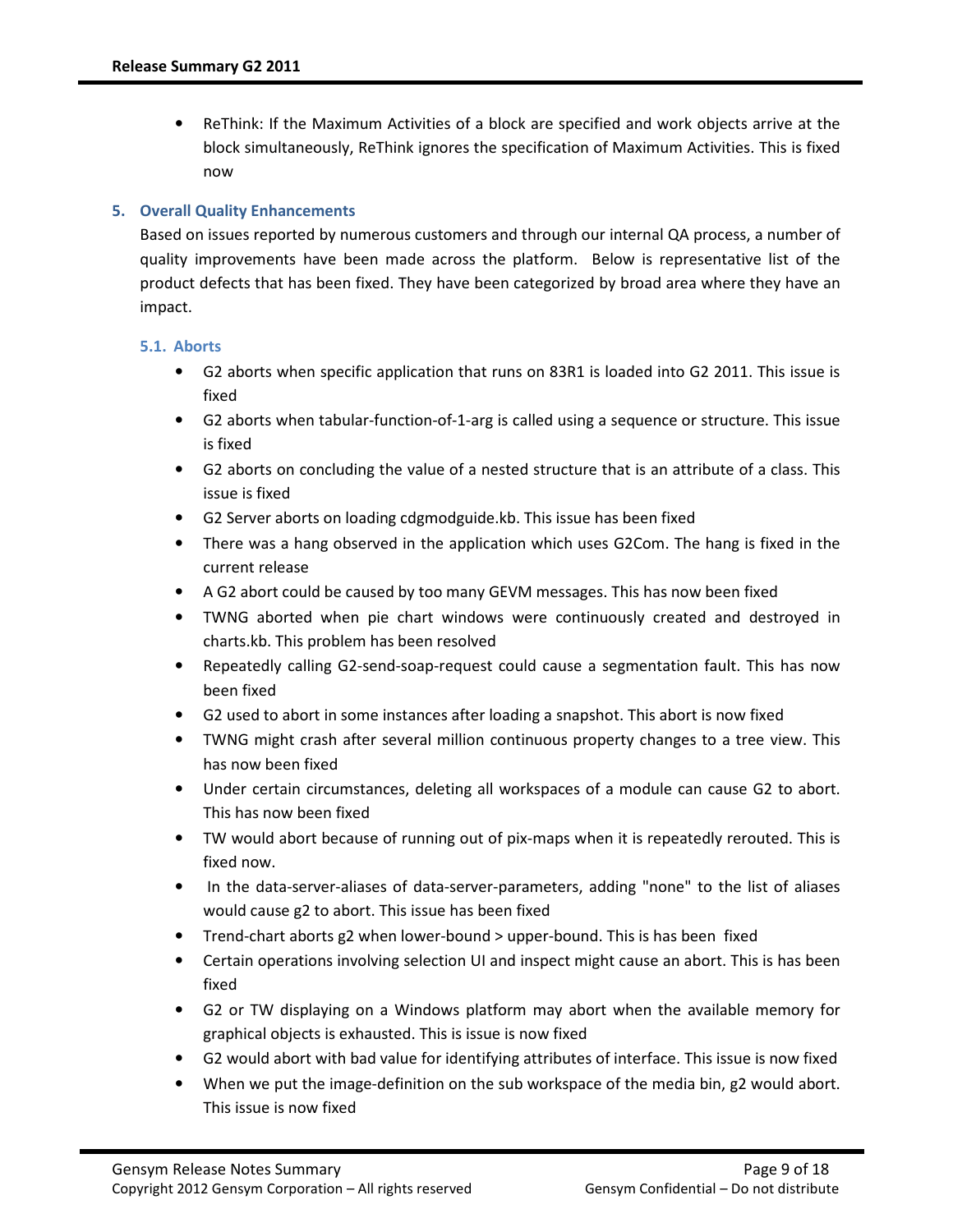- ReThink: If the Maximum Activities of a block are specified and work objects arrive at the block simultaneously, ReThink ignores the specification of Maximum Activities. This is fixed now

## 5. Overall Quality Enhancements

Based on issues reported by numerous customers and through our internal QA process, a number of quality improvements have been made across the platform. Below is representative list of the product defects that has been fixed. They have been categorized by broad area where they have an impact.

### 5.1. Aborts

- G2 aborts when specific application that runs on 83R1 is loaded into G2 2011. This issue is fixed
- G2 aborts when tabular-function-of-1-arg is called using a sequence or structure. This issue is fixed
- G2 aborts on concluding the value of a nested structure that is an attribute of a class. This issue is fixed
- G2 Server aborts on loading cdgmodguide.kb. This issue has been fixed
- There was a hang observed in the application which uses G2Com. The hang is fixed in the current release
- A G2 abort could be caused by too many GEVM messages. This has now been fixed
- TWNG aborted when pie chart windows were continuously created and destroyed in charts.kb. This problem has been resolved
- Repeatedly calling G2-send-soap-request could cause a segmentation fault. This has now been fixed
- G2 used to abort in some instances after loading a snapshot. This abort is now fixed
- TWNG might crash after several million continuous property changes to a tree view. This has now been fixed
- Under certain circumstances, deleting all workspaces of a module can cause G2 to abort. This has now been fixed
- TW would abort because of running out of pix-maps when it is repeatedly rerouted. This is fixed now.
- In the data-server-aliases of data-server-parameters, adding "none" to the list of aliases would cause g2 to abort. This issue has been fixed
- Trend-chart aborts g2 when lower-bound > upper-bound. This is has been fixed
- Certain operations involving selection UI and inspect might cause an abort. This is has been fixed
- G2 or TW displaying on a Windows platform may abort when the available memory for graphical objects is exhausted. This is issue is now fixed
- G2 would abort with bad value for identifying attributes of interface. This issue is now fixed
- When we put the image-definition on the sub workspace of the media bin, g2 would abort. This issue is now fixed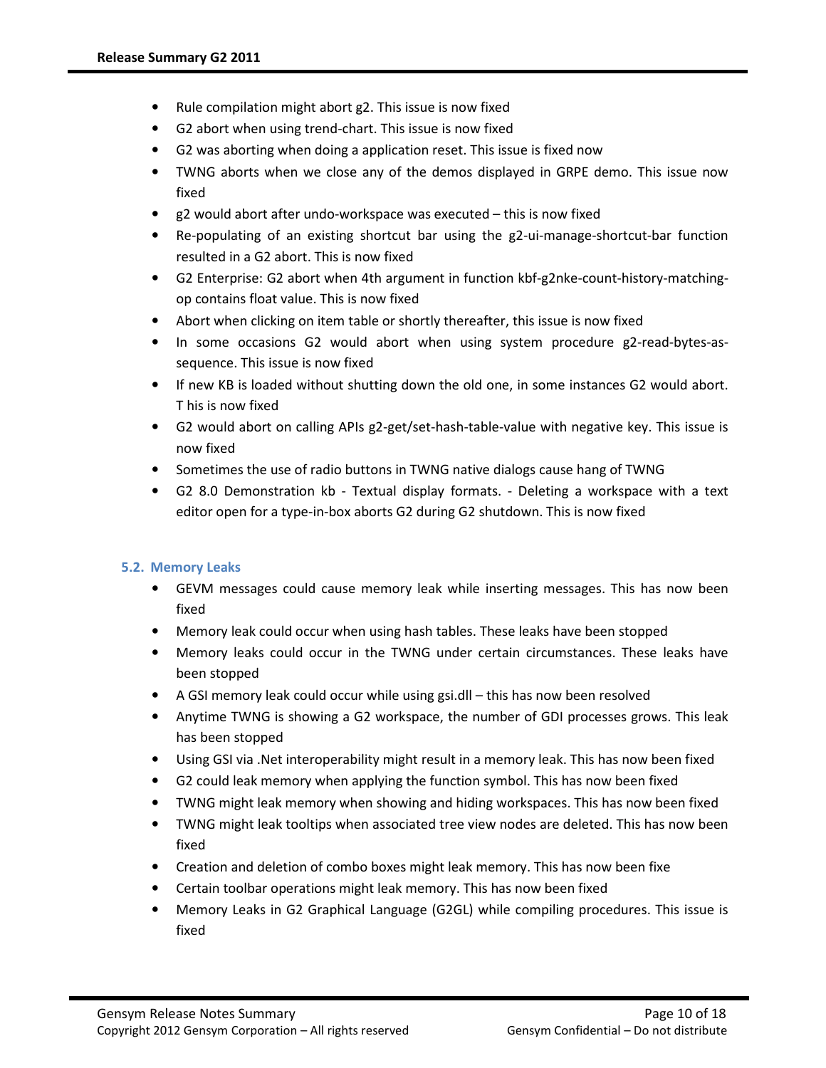- Rule compilation might abort g2. This issue is now fixed
- G2 abort when using trend-chart. This issue is now fixed
- G2 was aborting when doing a application reset. This issue is fixed now
- TWNG aborts when we close any of the demos displayed in GRPE demo. This issue now fixed
- g2 would abort after undo-workspace was executed – this is now fixed
- Re-populating of an existing shortcut bar using the g2-ui-manage-shortcut-bar function resulted in a G2 abort. This is now fixed
- G2 Enterprise: G2 abort when 4th argument in function kbf-g2nke-count-history-matching-op contains float value. This is now fixed
- Abort when clicking on item table or shortly thereafter, this issue is now fixed
- In some occasions G2 would abort when using system procedure g2-read-bytes-as-sequence. This issue is now fixed
- If new KB is loaded without shutting down the old one, in some instances G2 would abort. T his is now fixed
- G2 would abort on calling APIs g2-get/set-hash-table-value with negative key. This issue is now fixed
- Sometimes the use of radio buttons in TWNG native dialogs cause hang of TWNG
- G2 8.0 Demonstration kb - Textual display formats. - Deleting a workspace with a text editor open for a type-in-box aborts G2 during G2 shutdown. This is now fixed

### 5.2. Memory Leaks

- GEVM messages could cause memory leak while inserting messages. This has now been fixed
- Memory leak could occur when using hash tables. These leaks have been stopped
- Memory leaks could occur in the TWNG under certain circumstances. These leaks have been stopped
- A GSI memory leak could occur while using gsi.dll – this has now been resolved
- Anytime TWNG is showing a G2 workspace, the number of GDI processes grows. This leak has been stopped
- Using GSI via .Net interoperability might result in a memory leak. This has now been fixed
- G2 could leak memory when applying the function symbol. This has now been fixed
- TWNG might leak memory when showing and hiding workspaces. This has now been fixed
- TWNG might leak tooltips when associated tree view nodes are deleted. This has now been fixed
- Creation and deletion of combo boxes might leak memory. This has now been fixe
- Certain toolbar operations might leak memory. This has now been fixed
- Memory Leaks in G2 Graphical Language (G2GL) while compiling procedures. This issue is fixed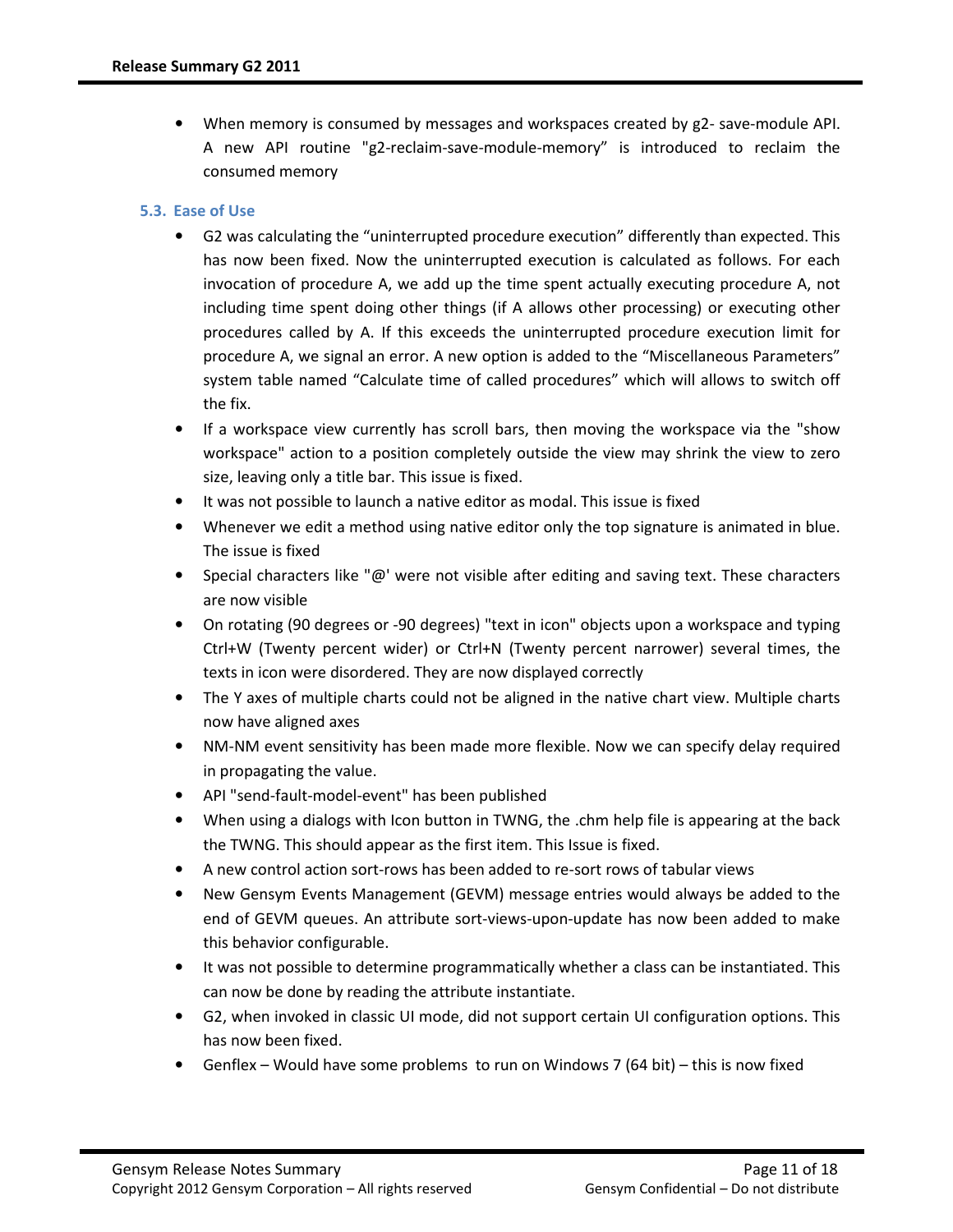- When memory is consumed by messages and workspaces created by g2- save-module API. A new API routine "g2-reclaim-save-module-memory" is introduced to reclaim the consumed memory

### 5.3. Ease of Use

- G2 was calculating the "uninterrupted procedure execution" differently than expected. This has now been fixed. Now the uninterrupted execution is calculated as follows. For each invocation of procedure A, we add up the time spent actually executing procedure A, not including time spent doing other things (if A allows other processing) or executing other procedures called by A. If this exceeds the uninterrupted procedure execution limit for procedure A, we signal an error. A new option is added to the "Miscellaneous Parameters" system table named "Calculate time of called procedures" which will allows to switch off the fix.
- If a workspace view currently has scroll bars, then moving the workspace via the "show workspace" action to a position completely outside the view may shrink the view to zero size, leaving only a title bar. This issue is fixed.
- It was not possible to launch a native editor as modal. This issue is fixed
- Whenever we edit a method using native editor only the top signature is animated in blue. The issue is fixed
- Special characters like "@' were not visible after editing and saving text. These characters are now visible
- On rotating (90 degrees or -90 degrees) "text in icon" objects upon a workspace and typing Ctrl+W (Twenty percent wider) or Ctrl+N (Twenty percent narrower) several times, the texts in icon were disordered. They are now displayed correctly
- The Y axes of multiple charts could not be aligned in the native chart view. Multiple charts now have aligned axes
- NM-NM event sensitivity has been made more flexible. Now we can specify delay required in propagating the value.
- API "send-fault-model-event" has been published
- When using a dialogs with Icon button in TWNG, the .chm help file is appearing at the back the TWNG. This should appear as the first item. This Issue is fixed.
- A new control action sort-rows has been added to re-sort rows of tabular views
- New Gensym Events Management (GEVM) message entries would always be added to the end of GEVM queues. An attribute sort-views-upon-update has now been added to make this behavior configurable.
- It was not possible to determine programmatically whether a class can be instantiated. This can now be done by reading the attribute instantiate.
- G2, when invoked in classic UI mode, did not support certain UI configuration options. This has now been fixed.
- Genflex – Would have some problems to run on Windows 7 (64 bit) – this is now fixed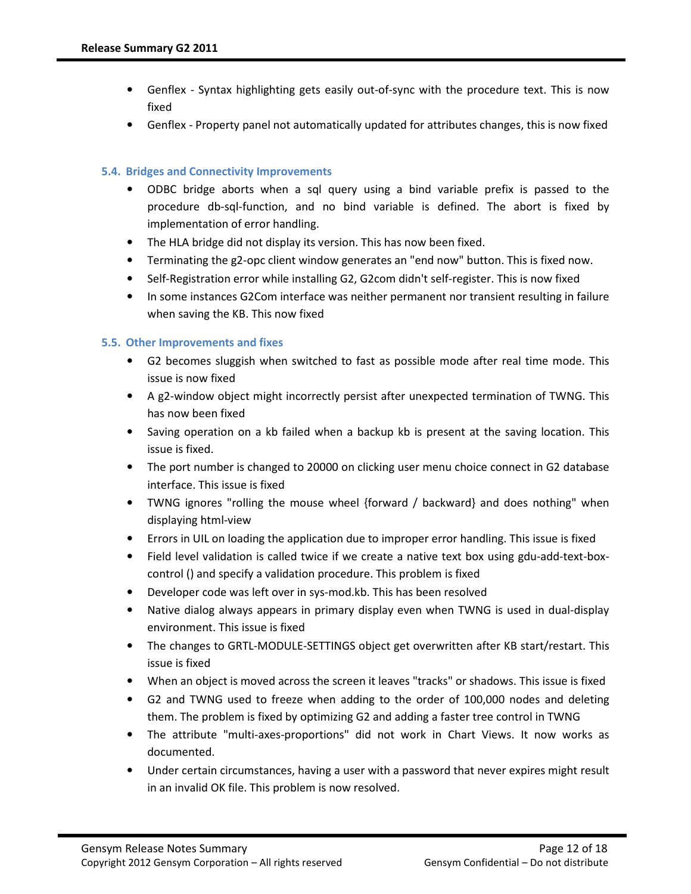- Genflex - Syntax highlighting gets easily out-of-sync with the procedure text. This is now fixed
- Genflex - Property panel not automatically updated for attributes changes, this is now fixed

### 5.4. Bridges and Connectivity Improvements

- ODBC bridge aborts when a sql query using a bind variable prefix is passed to the procedure db-sql-function, and no bind variable is defined. The abort is fixed by implementation of error handling.
- The HLA bridge did not display its version. This has now been fixed.
- Terminating the g2-opc client window generates an "end now" button. This is fixed now.
- Self-Registration error while installing G2, G2com didn't self-register. This is now fixed
- In some instances G2Com interface was neither permanent nor transient resulting in failure when saving the KB. This now fixed

### 5.5. Other Improvements and fixes

- G2 becomes sluggish when switched to fast as possible mode after real time mode. This issue is now fixed
- A g2-window object might incorrectly persist after unexpected termination of TWNG. This has now been fixed
- Saving operation on a kb failed when a backup kb is present at the saving location. This issue is fixed.
- The port number is changed to 20000 on clicking user menu choice connect in G2 database interface. This issue is fixed
- TWNG ignores "rolling the mouse wheel {forward / backward} and does nothing" when displaying html-view
- Errors in UIL on loading the application due to improper error handling. This issue is fixed
- Field level validation is called twice if we create a native text box using gdu-add-text-box-control () and specify a validation procedure. This problem is fixed
- Developer code was left over in sys-mod.kb. This has been resolved
- Native dialog always appears in primary display even when TWNG is used in dual-display environment. This issue is fixed
- The changes to GRTL-MODULE-SETTINGS object get overwritten after KB start/restart. This issue is fixed
- When an object is moved across the screen it leaves "tracks" or shadows. This issue is fixed
- G2 and TWNG used to freeze when adding to the order of 100,000 nodes and deleting them. The problem is fixed by optimizing G2 and adding a faster tree control in TWNG
- The attribute "multi-axes-proportions" did not work in Chart Views. It now works as documented.
- Under certain circumstances, having a user with a password that never expires might result in an invalid OK file. This problem is now resolved.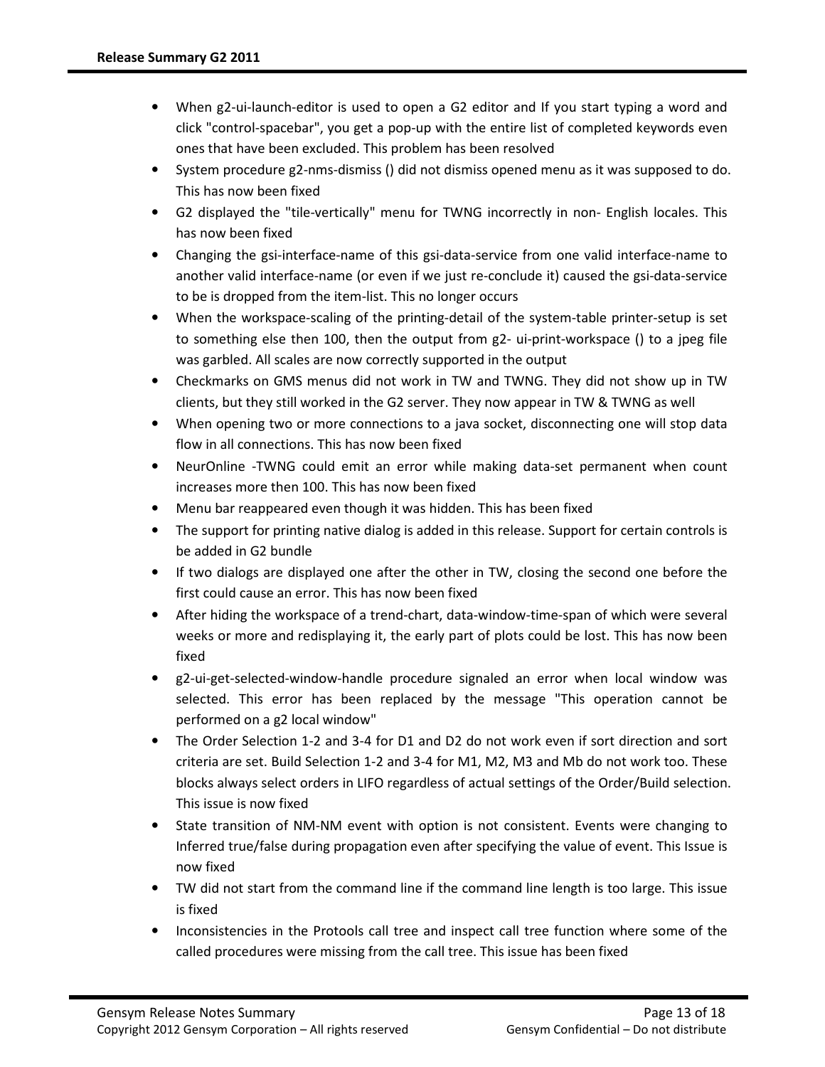- When g2-ui-launch-editor is used to open a G2 editor and If you start typing a word and click "control-spacebar", you get a pop-up with the entire list of completed keywords even ones that have been excluded. This problem has been resolved
- System procedure g2-nms-dismiss () did not dismiss opened menu as it was supposed to do. This has now been fixed
- G2 displayed the "tile-vertically" menu for TWNG incorrectly in non- English locales. This has now been fixed
- Changing the gsi-interface-name of this gsi-data-service from one valid interface-name to another valid interface-name (or even if we just re-conclude it) caused the gsi-data-service to be is dropped from the item-list. This no longer occurs
- When the workspace-scaling of the printing-detail of the system-table printer-setup is set to something else then 100, then the output from g2- ui-print-workspace () to a jpeg file was garbled. All scales are now correctly supported in the output
- Checkmarks on GMS menus did not work in TW and TWNG. They did not show up in TW clients, but they still worked in the G2 server. They now appear in TW & TWNG as well
- When opening two or more connections to a java socket, disconnecting one will stop data flow in all connections. This has now been fixed
- NeurOnline -TWNG could emit an error while making data-set permanent when count increases more then 100. This has now been fixed
- Menu bar reappeared even though it was hidden. This has been fixed
- The support for printing native dialog is added in this release. Support for certain controls is be added in G2 bundle
- If two dialogs are displayed one after the other in TW, closing the second one before the first could cause an error. This has now been fixed
- After hiding the workspace of a trend-chart, data-window-time-span of which were several weeks or more and redisplaying it, the early part of plots could be lost. This has now been fixed
- g2-ui-get-selected-window-handle procedure signaled an error when local window was selected. This error has been replaced by the message "This operation cannot be performed on a g2 local window"
- The Order Selection 1-2 and 3-4 for D1 and D2 do not work even if sort direction and sort criteria are set. Build Selection 1-2 and 3-4 for M1, M2, M3 and Mb do not work too. These blocks always select orders in LIFO regardless of actual settings of the Order/Build selection. This issue is now fixed
- State transition of NM-NM event with option is not consistent. Events were changing to Inferred true/false during propagation even after specifying the value of event. This Issue is now fixed
- TW did not start from the command line if the command line length is too large. This issue is fixed
- Inconsistencies in the Protools call tree and inspect call tree function where some of the called procedures were missing from the call tree. This issue has been fixed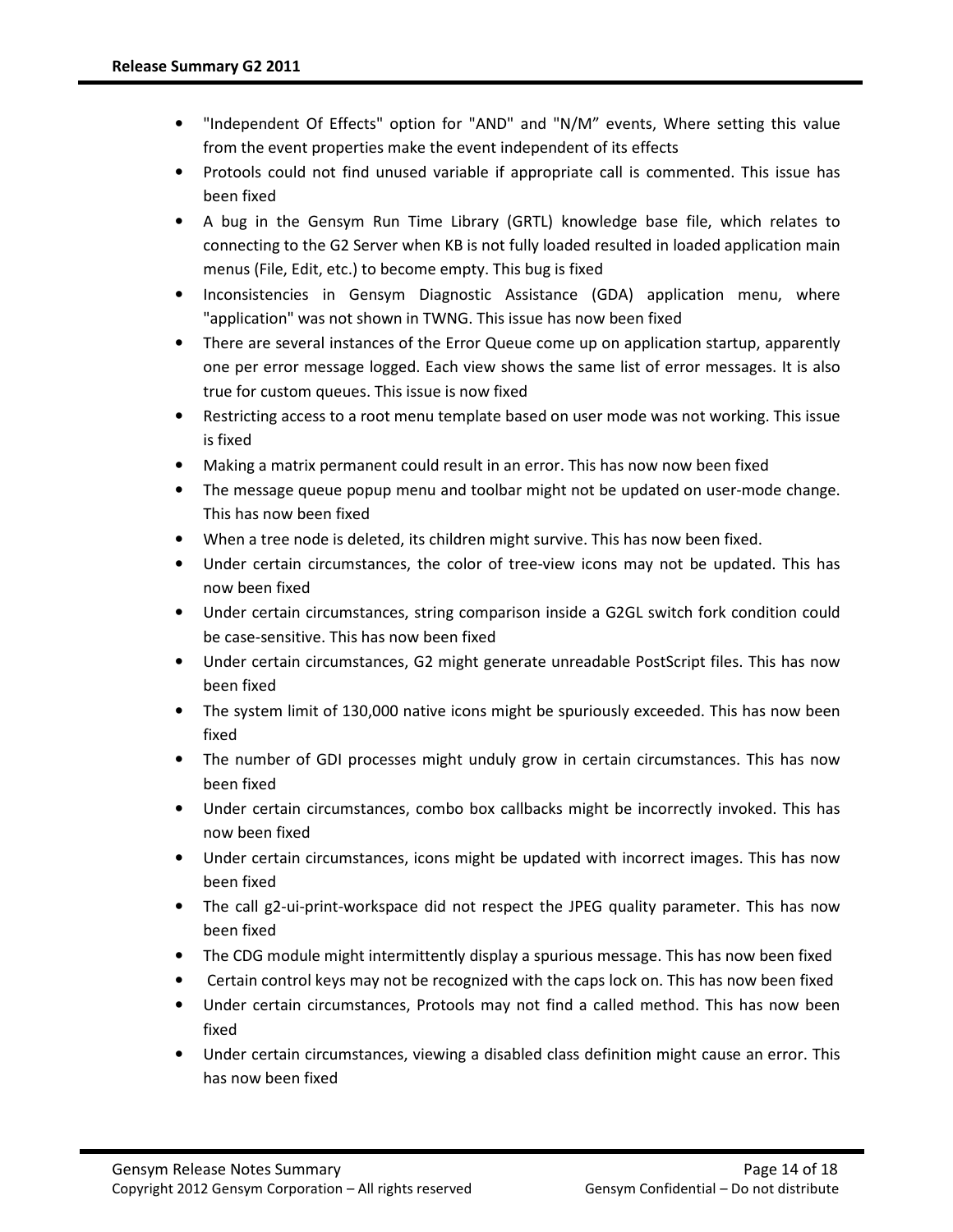- "Independent Of Effects" option for "AND" and "N/M" events, Where setting this value from the event properties make the event independent of its effects
- Protools could not find unused variable if appropriate call is commented. This issue has been fixed
- A bug in the Gensym Run Time Library (GRTL) knowledge base file, which relates to connecting to the G2 Server when KB is not fully loaded resulted in loaded application main menus (File, Edit, etc.) to become empty. This bug is fixed
- Inconsistencies in Gensym Diagnostic Assistance (GDA) application menu, where "application" was not shown in TWNG. This issue has now been fixed
- There are several instances of the Error Queue come up on application startup, apparently one per error message logged. Each view shows the same list of error messages. It is also true for custom queues. This issue is now fixed
- Restricting access to a root menu template based on user mode was not working. This issue is fixed
- Making a matrix permanent could result in an error. This has now now been fixed
- The message queue popup menu and toolbar might not be updated on user-mode change. This has now been fixed
- When a tree node is deleted, its children might survive. This has now been fixed.
- Under certain circumstances, the color of tree-view icons may not be updated. This has now been fixed
- Under certain circumstances, string comparison inside a G2GL switch fork condition could be case-sensitive. This has now been fixed
- Under certain circumstances, G2 might generate unreadable PostScript files. This has now been fixed
- The system limit of 130,000 native icons might be spuriously exceeded. This has now been fixed
- The number of GDI processes might unduly grow in certain circumstances. This has now been fixed
- Under certain circumstances, combo box callbacks might be incorrectly invoked. This has now been fixed
- Under certain circumstances, icons might be updated with incorrect images. This has now been fixed
- The call g2-ui-print-workspace did not respect the JPEG quality parameter. This has now been fixed
- The CDG module might intermittently display a spurious message. This has now been fixed
- Certain control keys may not be recognized with the caps lock on. This has now been fixed
- Under certain circumstances, Protools may not find a called method. This has now been fixed
- Under certain circumstances, viewing a disabled class definition might cause an error. This has now been fixed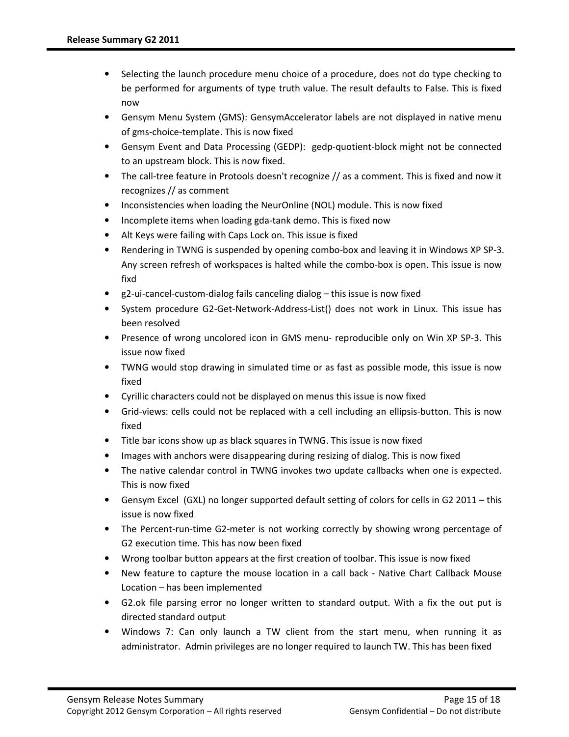- Selecting the launch procedure menu choice of a procedure, does not do type checking to be performed for arguments of type truth value. The result defaults to False. This is fixed now
- Gensym Menu System (GMS): GensymAccelerator labels are not displayed in native menu of gms-choice-template. This is now fixed
- Gensym Event and Data Processing (GEDP): gedp-quotient-block might not be connected to an upstream block. This is now fixed.
- The call-tree feature in Protools doesn't recognize // as a comment. This is fixed and now it recognizes // as comment
- Inconsistencies when loading the NeurOnline (NOL) module. This is now fixed
- Incomplete items when loading gda-tank demo. This is fixed now
- Alt Keys were failing with Caps Lock on. This issue is fixed
- Rendering in TWNG is suspended by opening combo-box and leaving it in Windows XP SP-3. Any screen refresh of workspaces is halted while the combo-box is open. This issue is now fixd
- g2-ui-cancel-custom-dialog fails canceling dialog – this issue is now fixed
- System procedure G2-Get-Network-Address-List() does not work in Linux. This issue has been resolved
- Presence of wrong uncolored icon in GMS menu- reproducible only on Win XP SP-3. This issue now fixed
- TWNG would stop drawing in simulated time or as fast as possible mode, this issue is now fixed
- Cyrillic characters could not be displayed on menus this issue is now fixed
- Grid-views: cells could not be replaced with a cell including an ellipsis-button. This is now fixed
- Title bar icons show up as black squares in TWNG. This issue is now fixed
- Images with anchors were disappearing during resizing of dialog. This is now fixed
- The native calendar control in TWNG invokes two update callbacks when one is expected. This is now fixed
- Gensym Excel (GXL) no longer supported default setting of colors for cells in G2 2011 – this issue is now fixed
- The Percent-run-time G2-meter is not working correctly by showing wrong percentage of G2 execution time. This has now been fixed
- Wrong toolbar button appears at the first creation of toolbar. This issue is now fixed
- New feature to capture the mouse location in a call back - Native Chart Callback Mouse Location – has been implemented
- G2.ok file parsing error no longer written to standard output. With a fix the out put is directed standard output
- Windows 7: Can only launch a TW client from the start menu, when running it as administrator. Admin privileges are no longer required to launch TW. This has been fixed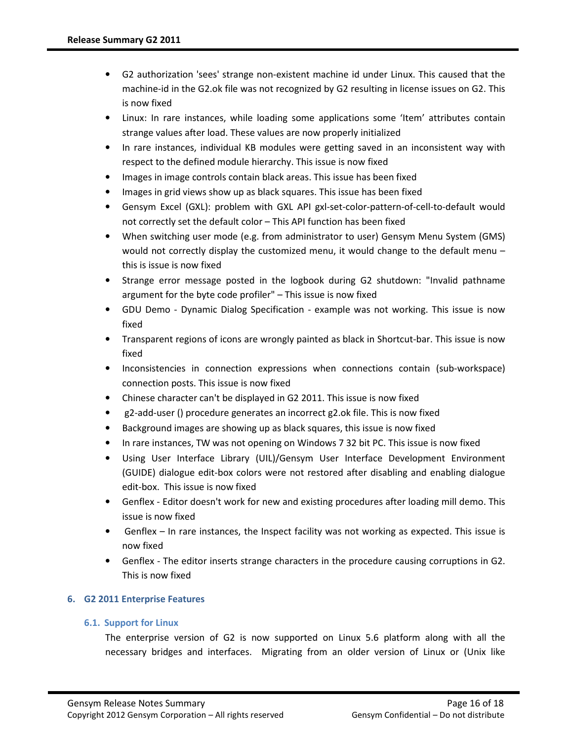- G2 authorization 'sees' strange non-existent machine id under Linux. This caused that the machine-id in the G2.ok file was not recognized by G2 resulting in license issues on G2. This is now fixed
- Linux: In rare instances, while loading some applications some 'Item' attributes contain strange values after load. These values are now properly initialized
- In rare instances, individual KB modules were getting saved in an inconsistent way with respect to the defined module hierarchy. This issue is now fixed
- Images in image controls contain black areas. This issue has been fixed
- Images in grid views show up as black squares. This issue has been fixed
- Gensym Excel (GXL): problem with GXL API gxl-set-color-pattern-of-cell-to-default would not correctly set the default color – This API function has been fixed
- When switching user mode (e.g. from administrator to user) Gensym Menu System (GMS) would not correctly display the customized menu, it would change to the default menu – this is issue is now fixed
- Strange error message posted in the logbook during G2 shutdown: "Invalid pathname argument for the byte code profiler" – This issue is now fixed
- GDU Demo - Dynamic Dialog Specification - example was not working. This issue is now fixed
- Transparent regions of icons are wrongly painted as black in Shortcut-bar. This issue is now fixed
- Inconsistencies in connection expressions when connections contain (sub-workspace) connection posts. This issue is now fixed
- Chinese character can't be displayed in G2 2011. This issue is now fixed
- g2-add-user () procedure generates an incorrect g2.ok file. This is now fixed
- Background images are showing up as black squares, this issue is now fixed
- In rare instances, TW was not opening on Windows 7 32 bit PC. This issue is now fixed
- Using User Interface Library (UIL)/Gensym User Interface Development Environment (GUIDE) dialogue edit-box colors were not restored after disabling and enabling dialogue edit-box. This issue is now fixed
- Genflex - Editor doesn't work for new and existing procedures after loading mill demo. This issue is now fixed
- Genflex – In rare instances, the Inspect facility was not working as expected. This issue is now fixed
- Genflex - The editor inserts strange characters in the procedure causing corruptions in G2. This is now fixed

## 6. G2 2011 Enterprise Features

### 6.1. Support for Linux

The enterprise version of G2 is now supported on Linux 5.6 platform along with all the necessary bridges and interfaces. Migrating from an older version of Linux or (Unix like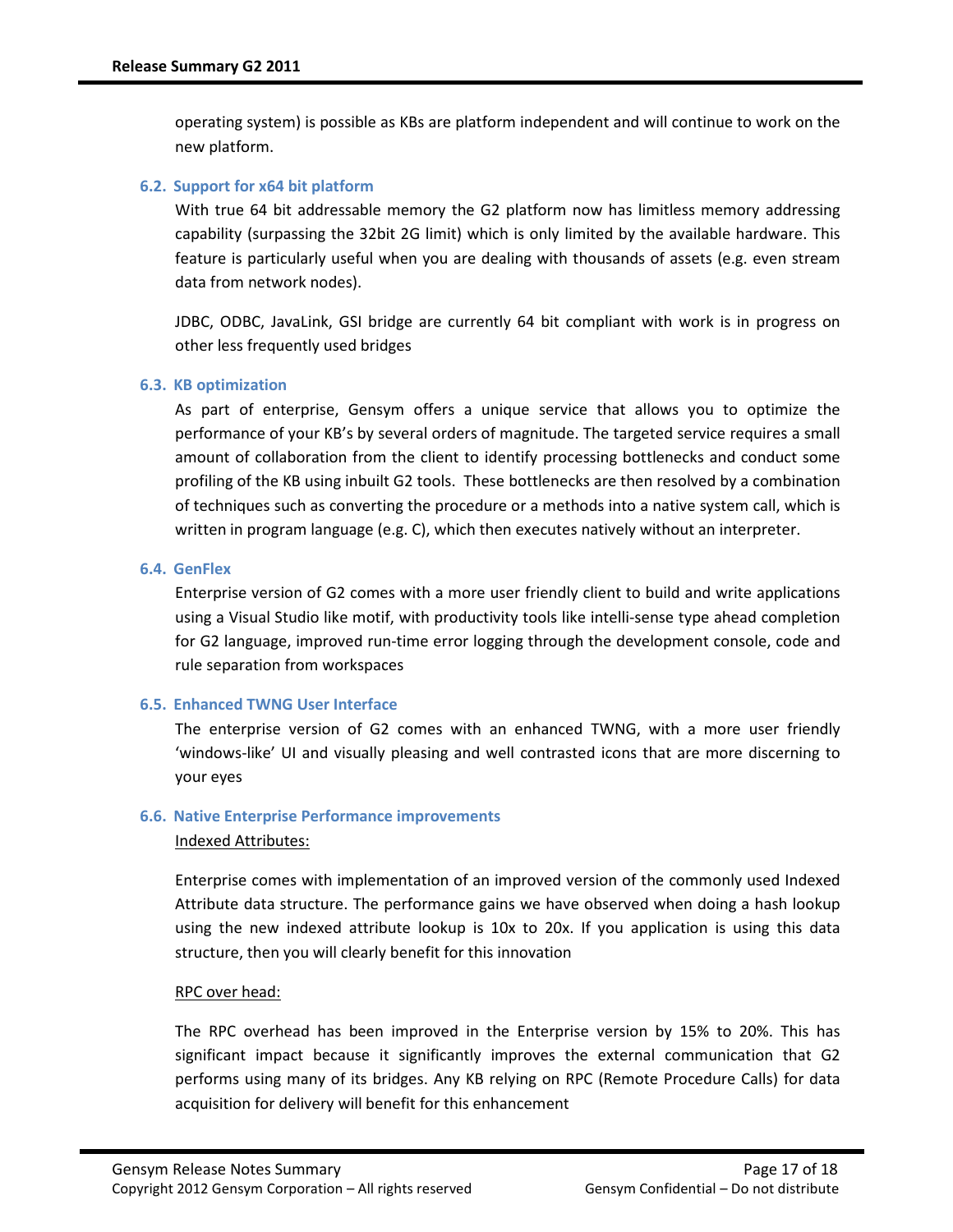operating system) is possible as KBs are platform independent and will continue to work on the new platform.

### 6.2. Support for x64 bit platform

With true 64 bit addressable memory the G2 platform now has limitless memory addressing capability (surpassing the 32bit 2G limit) which is only limited by the available hardware. This feature is particularly useful when you are dealing with thousands of assets (e.g. even stream data from network nodes).

JDBC, ODBC, JavaLink, GSI bridge are currently 64 bit compliant with work is in progress on other less frequently used bridges

### 6.3. KB optimization

As part of enterprise, Gensym offers a unique service that allows you to optimize the performance of your KB's by several orders of magnitude. The targeted service requires a small amount of collaboration from the client to identify processing bottlenecks and conduct some profiling of the KB using inbuilt G2 tools. These bottlenecks are then resolved by a combination of techniques such as converting the procedure or a methods into a native system call, which is written in program language (e.g. C), which then executes natively without an interpreter.

### 6.4. GenFlex

Enterprise version of G2 comes with a more user friendly client to build and write applications using a Visual Studio like motif, with productivity tools like intelli-sense type ahead completion for G2 language, improved run-time error logging through the development console, code and rule separation from workspaces

### 6.5. Enhanced TWNG User Interface

The enterprise version of G2 comes with an enhanced TWNG, with a more user friendly 'windows-like' UI and visually pleasing and well contrasted icons that are more discerning to your eyes

### 6.6. Native Enterprise Performance improvements

<u>Indexed Attributes:</u>

Enterprise comes with implementation of an improved version of the commonly used Indexed Attribute data structure. The performance gains we have observed when doing a hash lookup using the new indexed attribute lookup is 10x to 20x. If you application is using this data structure, then you will clearly benefit for this innovation

<u>RPC over head:</u>

The RPC overhead has been improved in the Enterprise version by 15% to 20%. This has significant impact because it significantly improves the external communication that G2 performs using many of its bridges. Any KB relying on RPC (Remote Procedure Calls) for data acquisition for delivery will benefit for this enhancement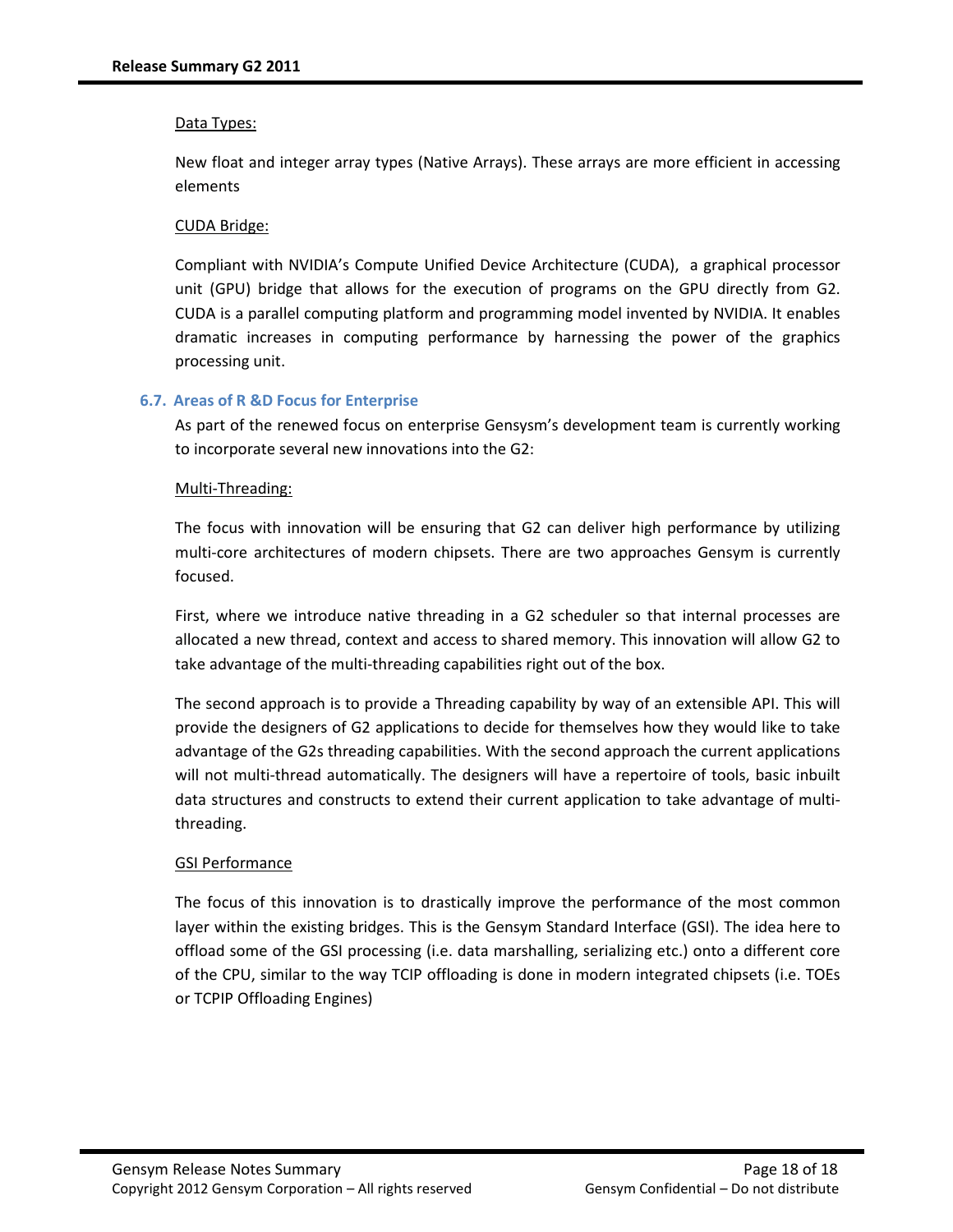Data Types:

New float and integer array types (Native Arrays). These arrays are more efficient in accessing elements

CUDA Bridge:

Compliant with NVIDIA's Compute Unified Device Architecture (CUDA), a graphical processor unit (GPU) bridge that allows for the execution of programs on the GPU directly from G2. CUDA is a parallel computing platform and programming model invented by NVIDIA. It enables dramatic increases in computing performance by harnessing the power of the graphics processing unit.

### 6.7. Areas of R &D Focus for Enterprise

As part of the renewed focus on enterprise Gensysm's development team is currently working to incorporate several new innovations into the G2:

Multi-Threading:

The focus with innovation will be ensuring that G2 can deliver high performance by utilizing multi-core architectures of modern chipsets. There are two approaches Gensym is currently focused.

First, where we introduce native threading in a G2 scheduler so that internal processes are allocated a new thread, context and access to shared memory. This innovation will allow G2 to take advantage of the multi-threading capabilities right out of the box.

The second approach is to provide a Threading capability by way of an extensible API. This will provide the designers of G2 applications to decide for themselves how they would like to take advantage of the G2s threading capabilities. With the second approach the current applications will not multi-thread automatically. The designers will have a repertoire of tools, basic inbuilt data structures and constructs to extend their current application to take advantage of multi-threading.

GSI Performance

The focus of this innovation is to drastically improve the performance of the most common layer within the existing bridges. This is the Gensym Standard Interface (GSI). The idea here to offload some of the GSI processing (i.e. data marshalling, serializing etc.) onto a different core of the CPU, similar to the way TCIP offloading is done in modern integrated chipsets (i.e. TOEs or TCPIP Offloading Engines)